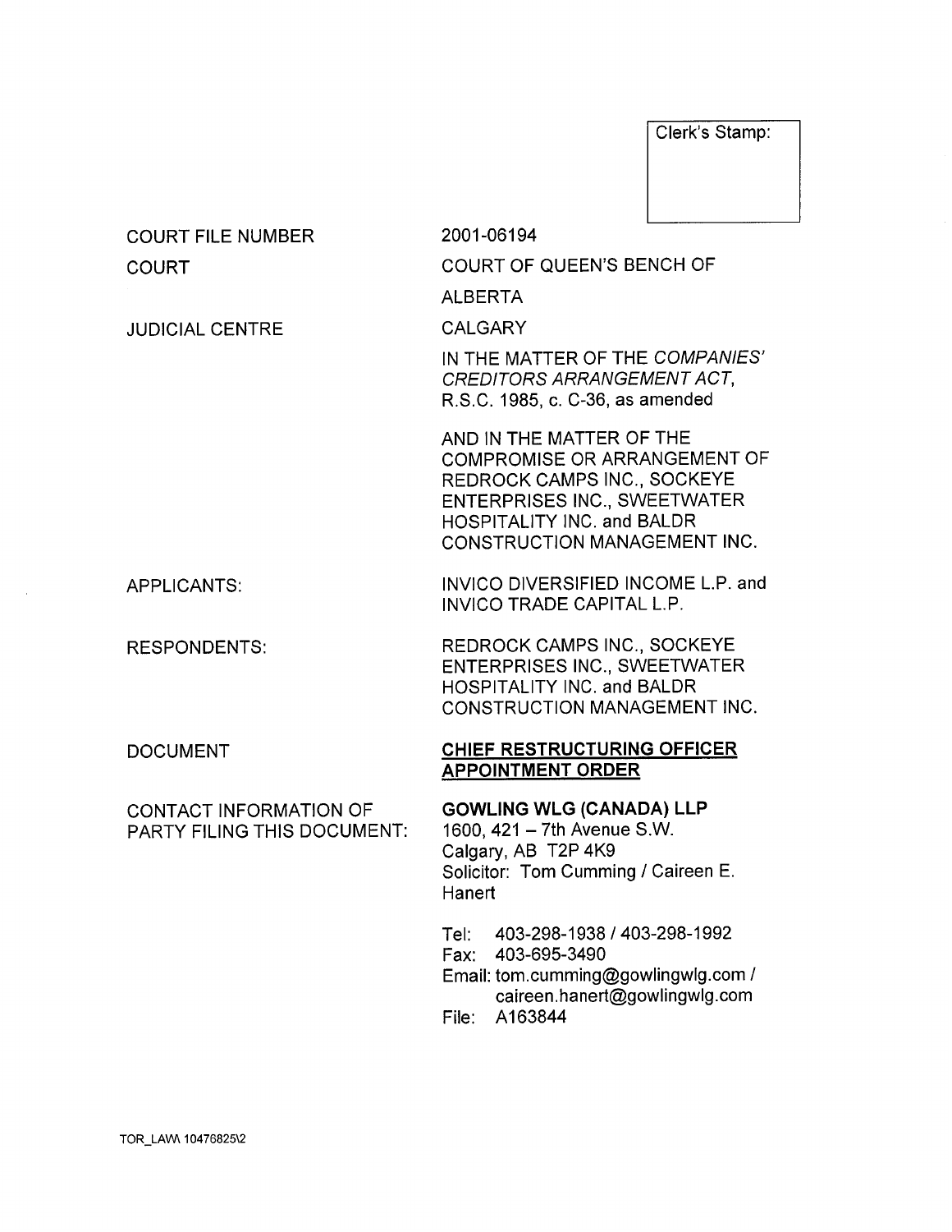Clerk's Stamp:

| | |
|---|---|
| COURT FILE NUMBER | 2001-06194 |
| COURT | COURT OF QUEEN'S BENCH OF ALBERTA |
| JUDICIAL CENTRE | CALGARY |
| | IN THE MATTER OF THE *COMPANIES' CREDITORS ARRANGEMENT ACT*, R.S.C. 1985, c. C-36, as amended |
| | AND IN THE MATTER OF THE COMPROMISE OR ARRANGEMENT OF REDROCK CAMPS INC., SOCKEYE ENTERPRISES INC., SWEETWATER HOSPITALITY INC. and BALDR CONSTRUCTION MANAGEMENT INC. |
| APPLICANTS: | INVICO DIVERSIFIED INCOME L.P. and INVICO TRADE CAPITAL L.P. |
| RESPONDENTS: | REDROCK CAMPS INC., SOCKEYE ENTERPRISES INC., SWEETWATER HOSPITALITY INC. and BALDR CONSTRUCTION MANAGEMENT INC. |
| DOCUMENT | **CHIEF RESTRUCTURING OFFICER APPOINTMENT ORDER** |
| CONTACT INFORMATION OF PARTY FILING THIS DOCUMENT: | **GOWLING WLG (CANADA) LLP**<br>1600, 421 – 7th Avenue S.W.<br>Calgary, AB T2P 4K9<br>Solicitor: Tom Cumming / Caireen E. Hanert<br><br>Tel: 403-298-1938 / 403-298-1992<br>Fax: 403-695-3490<br>Email: tom.cumming@gowlingwlg.com / caireen.hanert@gowlingwlg.com<br>File: A163844 |

TOR_LAW\ 10476825\2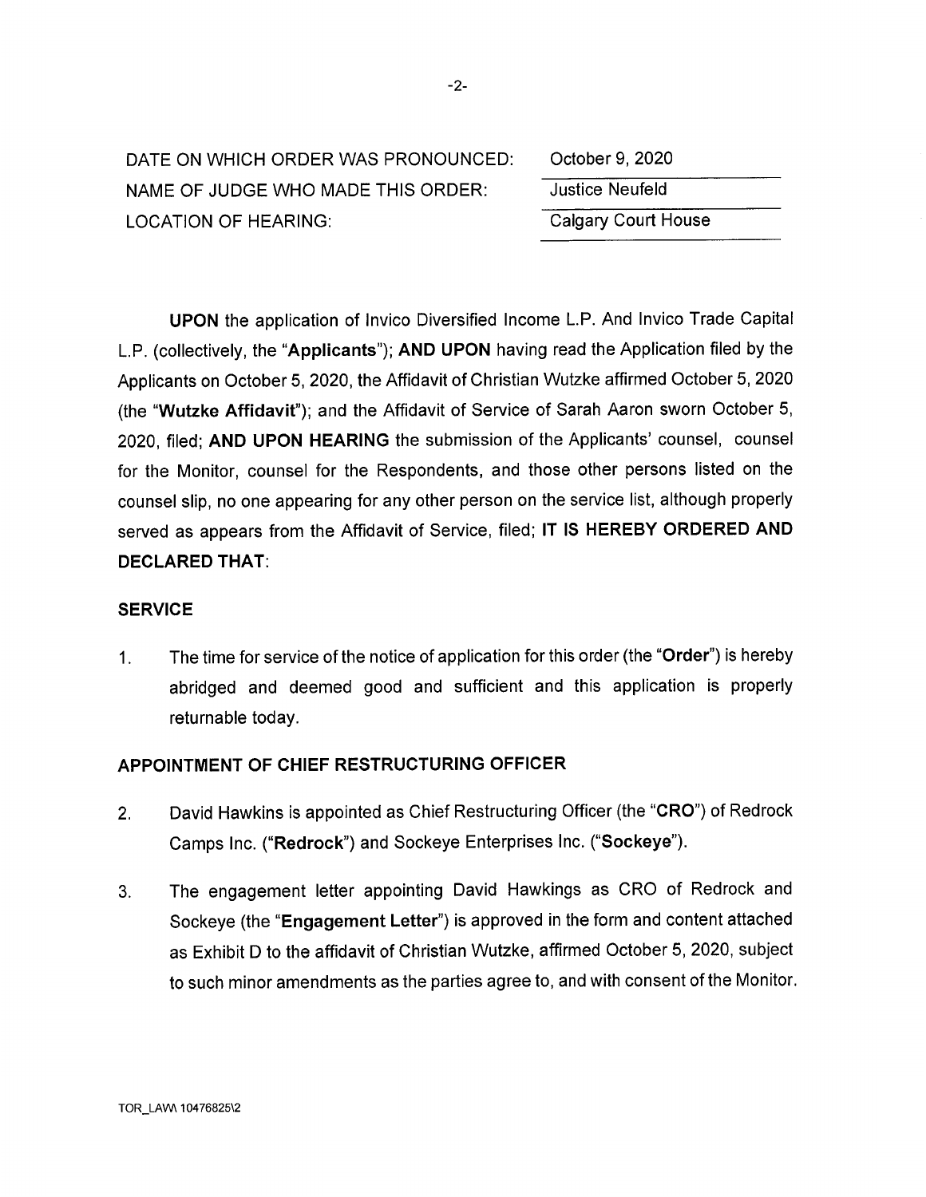| | |
|---|---|
| DATE ON WHICH ORDER WAS PRONOUNCED: | October 9, 2020 |
| NAME OF JUDGE WHO MADE THIS ORDER: | Justice Neufeld |
| LOCATION OF HEARING: | Calgary Court House |

**UPON** the application of Invico Diversified Income L.P. And Invico Trade Capital L.P. (collectively, the "**Applicants**"); **AND UPON** having read the Application filed by the Applicants on October 5, 2020, the Affidavit of Christian Wutzke affirmed October 5, 2020 (the "**Wutzke Affidavit**"); and the Affidavit of Service of Sarah Aaron sworn October 5, 2020, filed; **AND UPON HEARING** the submission of the Applicants' counsel, counsel for the Monitor, counsel for the Respondents, and those other persons listed on the counsel slip, no one appearing for any other person on the service list, although properly served as appears from the Affidavit of Service, filed; **IT IS HEREBY ORDERED AND DECLARED THAT**:

## SERVICE

1. The time for service of the notice of application for this order (the "**Order**") is hereby abridged and deemed good and sufficient and this application is properly returnable today.

## APPOINTMENT OF CHIEF RESTRUCTURING OFFICER

2. David Hawkins is appointed as Chief Restructuring Officer (the "**CRO**") of Redrock Camps Inc. ("**Redrock**") and Sockeye Enterprises Inc. ("**Sockeye**").

3. The engagement letter appointing David Hawkings as CRO of Redrock and Sockeye (the "**Engagement Letter**") is approved in the form and content attached as Exhibit D to the affidavit of Christian Wutzke, affirmed October 5, 2020, subject to such minor amendments as the parties agree to, and with consent of the Monitor.

TOR_LAW\ 10476825\2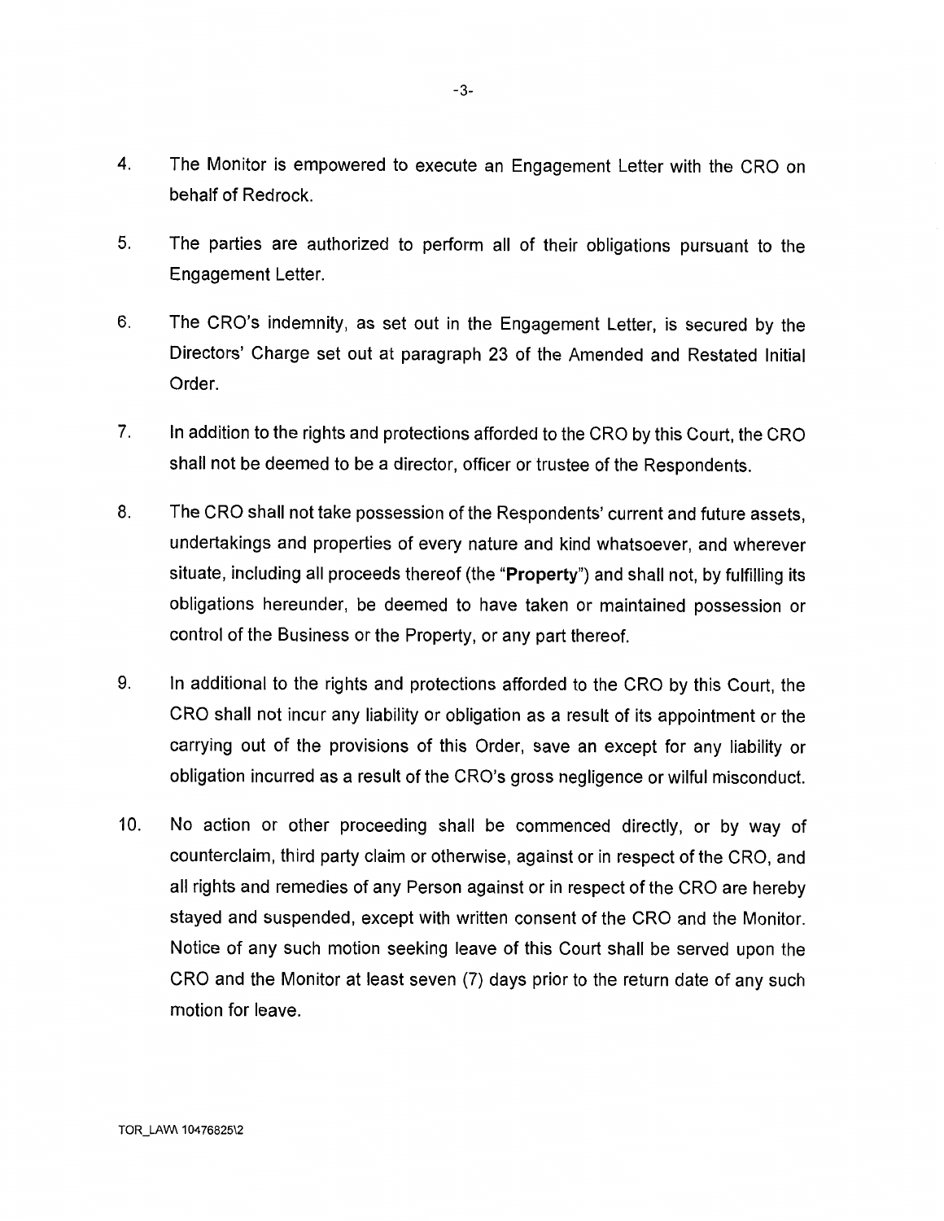4. The Monitor is empowered to execute an Engagement Letter with the CRO on behalf of Redrock.

5. The parties are authorized to perform all of their obligations pursuant to the Engagement Letter.

6. The CRO's indemnity, as set out in the Engagement Letter, is secured by the Directors' Charge set out at paragraph 23 of the Amended and Restated Initial Order.

7. In addition to the rights and protections afforded to the CRO by this Court, the CRO shall not be deemed to be a director, officer or trustee of the Respondents.

8. The CRO shall not take possession of the Respondents' current and future assets, undertakings and properties of every nature and kind whatsoever, and wherever situate, including all proceeds thereof (the "**Property**") and shall not, by fulfilling its obligations hereunder, be deemed to have taken or maintained possession or control of the Business or the Property, or any part thereof.

9. In additional to the rights and protections afforded to the CRO by this Court, the CRO shall not incur any liability or obligation as a result of its appointment or the carrying out of the provisions of this Order, save an except for any liability or obligation incurred as a result of the CRO's gross negligence or wilful misconduct.

10. No action or other proceeding shall be commenced directly, or by way of counterclaim, third party claim or otherwise, against or in respect of the CRO, and all rights and remedies of any Person against or in respect of the CRO are hereby stayed and suspended, except with written consent of the CRO and the Monitor. Notice of any such motion seeking leave of this Court shall be served upon the CRO and the Monitor at least seven (7) days prior to the return date of any such motion for leave.

TOR_LAW\ 10476825\2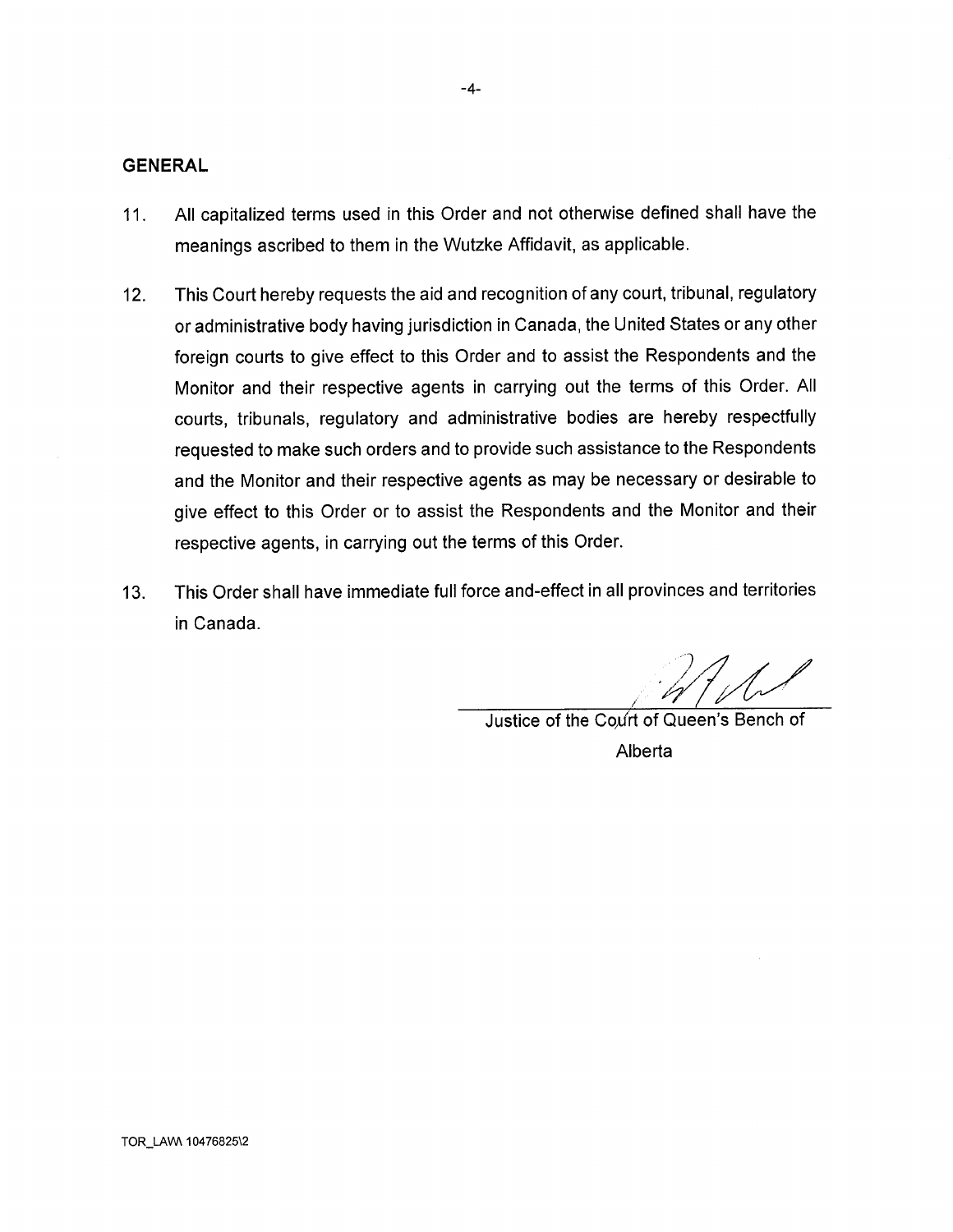## GENERAL

11. All capitalized terms used in this Order and not otherwise defined shall have the meanings ascribed to them in the Wutzke Affidavit, as applicable.

12. This Court hereby requests the aid and recognition of any court, tribunal, regulatory or administrative body having jurisdiction in Canada, the United States or any other foreign courts to give effect to this Order and to assist the Respondents and the Monitor and their respective agents in carrying out the terms of this Order. All courts, tribunals, regulatory and administrative bodies are hereby respectfully requested to make such orders and to provide such assistance to the Respondents and the Monitor and their respective agents as may be necessary or desirable to give effect to this Order or to assist the Respondents and the Monitor and their respective agents, in carrying out the terms of this Order.

13. This Order shall have immediate full force and-effect in all provinces and territories in Canada.

Justice of the Court of Queen's Bench of Alberta

TOR_LAW\ 10476825\2